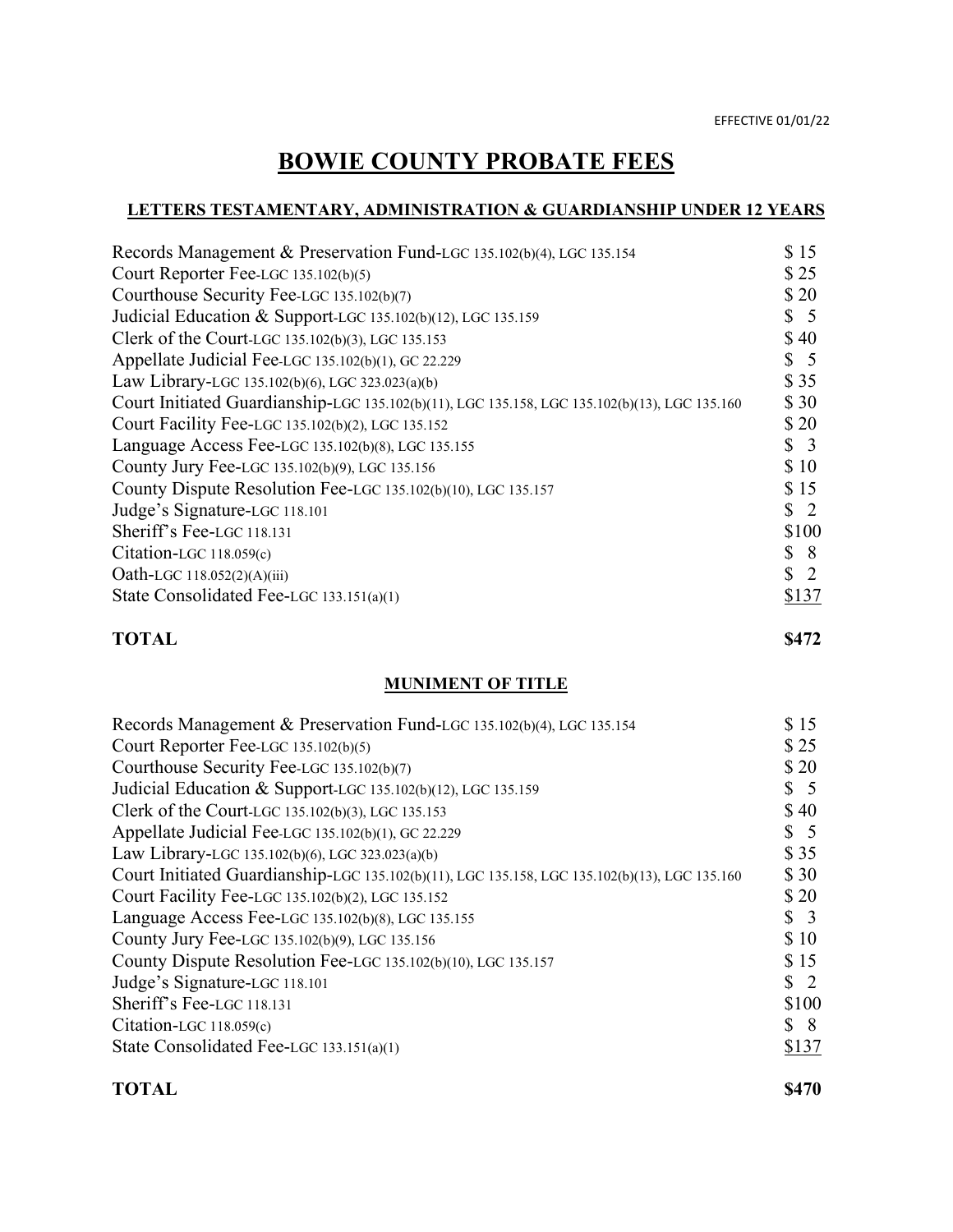EFFECTIVE 01/01/22

# BOWIE COUNTY PROBATE FEES

## LETTERS TESTAMENTARY, ADMINISTRATION & GUARDIANSHIP UNDER 12 YEARS

| Fee | Amount |
|---|---|
| Records Management & Preservation Fund-LGC 135.102(b)(4), LGC 135.154 | $ 15 |
| Court Reporter Fee-LGC 135.102(b)(5) | $ 25 |
| Courthouse Security Fee-LGC 135.102(b)(7) | $ 20 |
| Judicial Education & Support-LGC 135.102(b)(12), LGC 135.159 | $ 5 |
| Clerk of the Court-LGC 135.102(b)(3), LGC 135.153 | $ 40 |
| Appellate Judicial Fee-LGC 135.102(b)(1), GC 22.229 | $ 5 |
| Law Library-LGC 135.102(b)(6), LGC 323.023(a)(b) | $ 35 |
| Court Initiated Guardianship-LGC 135.102(b)(11), LGC 135.158, LGC 135.102(b)(13), LGC 135.160 | $ 30 |
| Court Facility Fee-LGC 135.102(b)(2), LGC 135.152 | $ 20 |
| Language Access Fee-LGC 135.102(b)(8), LGC 135.155 | $ 3 |
| County Jury Fee-LGC 135.102(b)(9), LGC 135.156 | $ 10 |
| County Dispute Resolution Fee-LGC 135.102(b)(10), LGC 135.157 | $ 15 |
| Judge's Signature-LGC 118.101 | $ 2 |
| Sheriff's Fee-LGC 118.131 | $100 |
| Citation-LGC 118.059(c) | $ 8 |
| Oath-LGC 118.052(2)(A)(iii) | $ 2 |
| State Consolidated Fee-LGC 133.151(a)(1) | $137 |
| **TOTAL** | **$472** |

## MUNIMENT OF TITLE

| Fee | Amount |
|---|---|
| Records Management & Preservation Fund-LGC 135.102(b)(4), LGC 135.154 | $ 15 |
| Court Reporter Fee-LGC 135.102(b)(5) | $ 25 |
| Courthouse Security Fee-LGC 135.102(b)(7) | $ 20 |
| Judicial Education & Support-LGC 135.102(b)(12), LGC 135.159 | $ 5 |
| Clerk of the Court-LGC 135.102(b)(3), LGC 135.153 | $ 40 |
| Appellate Judicial Fee-LGC 135.102(b)(1), GC 22.229 | $ 5 |
| Law Library-LGC 135.102(b)(6), LGC 323.023(a)(b) | $ 35 |
| Court Initiated Guardianship-LGC 135.102(b)(11), LGC 135.158, LGC 135.102(b)(13), LGC 135.160 | $ 30 |
| Court Facility Fee-LGC 135.102(b)(2), LGC 135.152 | $ 20 |
| Language Access Fee-LGC 135.102(b)(8), LGC 135.155 | $ 3 |
| County Jury Fee-LGC 135.102(b)(9), LGC 135.156 | $ 10 |
| County Dispute Resolution Fee-LGC 135.102(b)(10), LGC 135.157 | $ 15 |
| Judge's Signature-LGC 118.101 | $ 2 |
| Sheriff's Fee-LGC 118.131 | $100 |
| Citation-LGC 118.059(c) | $ 8 |
| State Consolidated Fee-LGC 133.151(a)(1) | $137 |
| **TOTAL** | **$470** |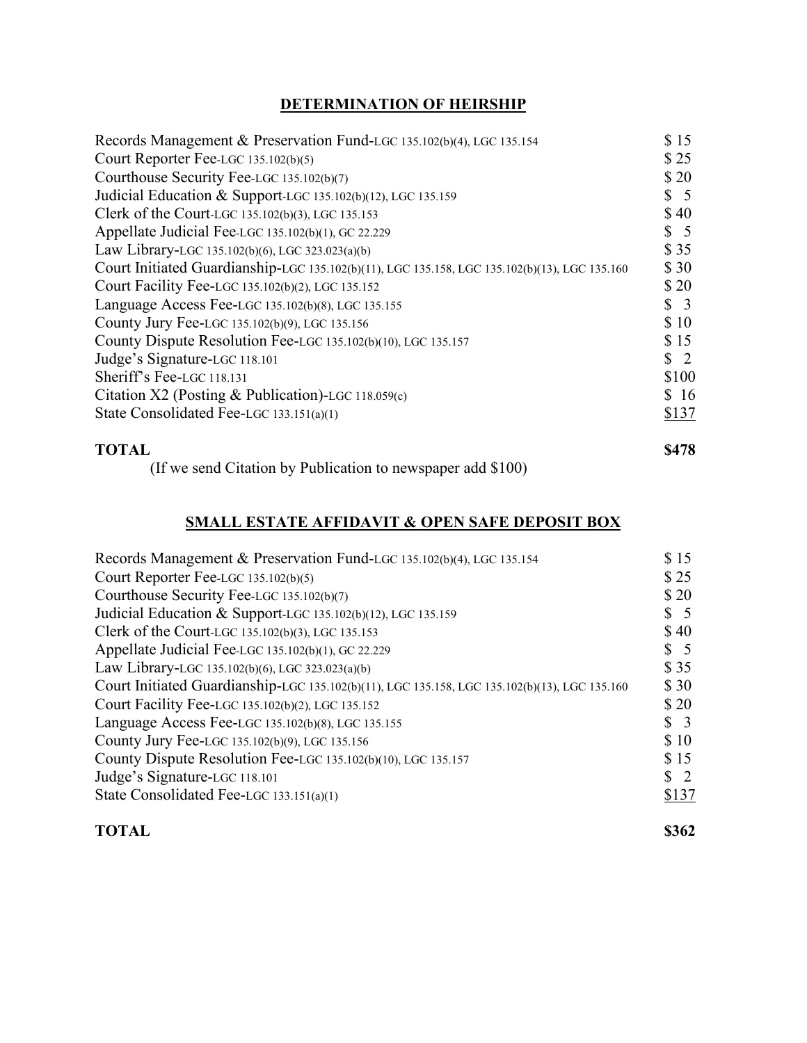## DETERMINATION OF HEIRSHIP

| | |
|---|---|
| Records Management & Preservation Fund-LGC 135.102(b)(4), LGC 135.154 | $ 15 |
| Court Reporter Fee-LGC 135.102(b)(5) | $ 25 |
| Courthouse Security Fee-LGC 135.102(b)(7) | $ 20 |
| Judicial Education & Support-LGC 135.102(b)(12), LGC 135.159 | $ 5 |
| Clerk of the Court-LGC 135.102(b)(3), LGC 135.153 | $ 40 |
| Appellate Judicial Fee-LGC 135.102(b)(1), GC 22.229 | $ 5 |
| Law Library-LGC 135.102(b)(6), LGC 323.023(a)(b) | $ 35 |
| Court Initiated Guardianship-LGC 135.102(b)(11), LGC 135.158, LGC 135.102(b)(13), LGC 135.160 | $ 30 |
| Court Facility Fee-LGC 135.102(b)(2), LGC 135.152 | $ 20 |
| Language Access Fee-LGC 135.102(b)(8), LGC 135.155 | $ 3 |
| County Jury Fee-LGC 135.102(b)(9), LGC 135.156 | $ 10 |
| County Dispute Resolution Fee-LGC 135.102(b)(10), LGC 135.157 | $ 15 |
| Judge's Signature-LGC 118.101 | $ 2 |
| Sheriff's Fee-LGC 118.131 | $100 |
| Citation X2 (Posting & Publication)-LGC 118.059(c) | $ 16 |
| State Consolidated Fee-LGC 133.151(a)(1) | $137 |
| **TOTAL** | **$478** |

(If we send Citation by Publication to newspaper add $100)

## SMALL ESTATE AFFIDAVIT & OPEN SAFE DEPOSIT BOX

| | |
|---|---|
| Records Management & Preservation Fund-LGC 135.102(b)(4), LGC 135.154 | $ 15 |
| Court Reporter Fee-LGC 135.102(b)(5) | $ 25 |
| Courthouse Security Fee-LGC 135.102(b)(7) | $ 20 |
| Judicial Education & Support-LGC 135.102(b)(12), LGC 135.159 | $ 5 |
| Clerk of the Court-LGC 135.102(b)(3), LGC 135.153 | $ 40 |
| Appellate Judicial Fee-LGC 135.102(b)(1), GC 22.229 | $ 5 |
| Law Library-LGC 135.102(b)(6), LGC 323.023(a)(b) | $ 35 |
| Court Initiated Guardianship-LGC 135.102(b)(11), LGC 135.158, LGC 135.102(b)(13), LGC 135.160 | $ 30 |
| Court Facility Fee-LGC 135.102(b)(2), LGC 135.152 | $ 20 |
| Language Access Fee-LGC 135.102(b)(8), LGC 135.155 | $ 3 |
| County Jury Fee-LGC 135.102(b)(9), LGC 135.156 | $ 10 |
| County Dispute Resolution Fee-LGC 135.102(b)(10), LGC 135.157 | $ 15 |
| Judge's Signature-LGC 118.101 | $ 2 |
| State Consolidated Fee-LGC 133.151(a)(1) | $137 |
| **TOTAL** | **$362** |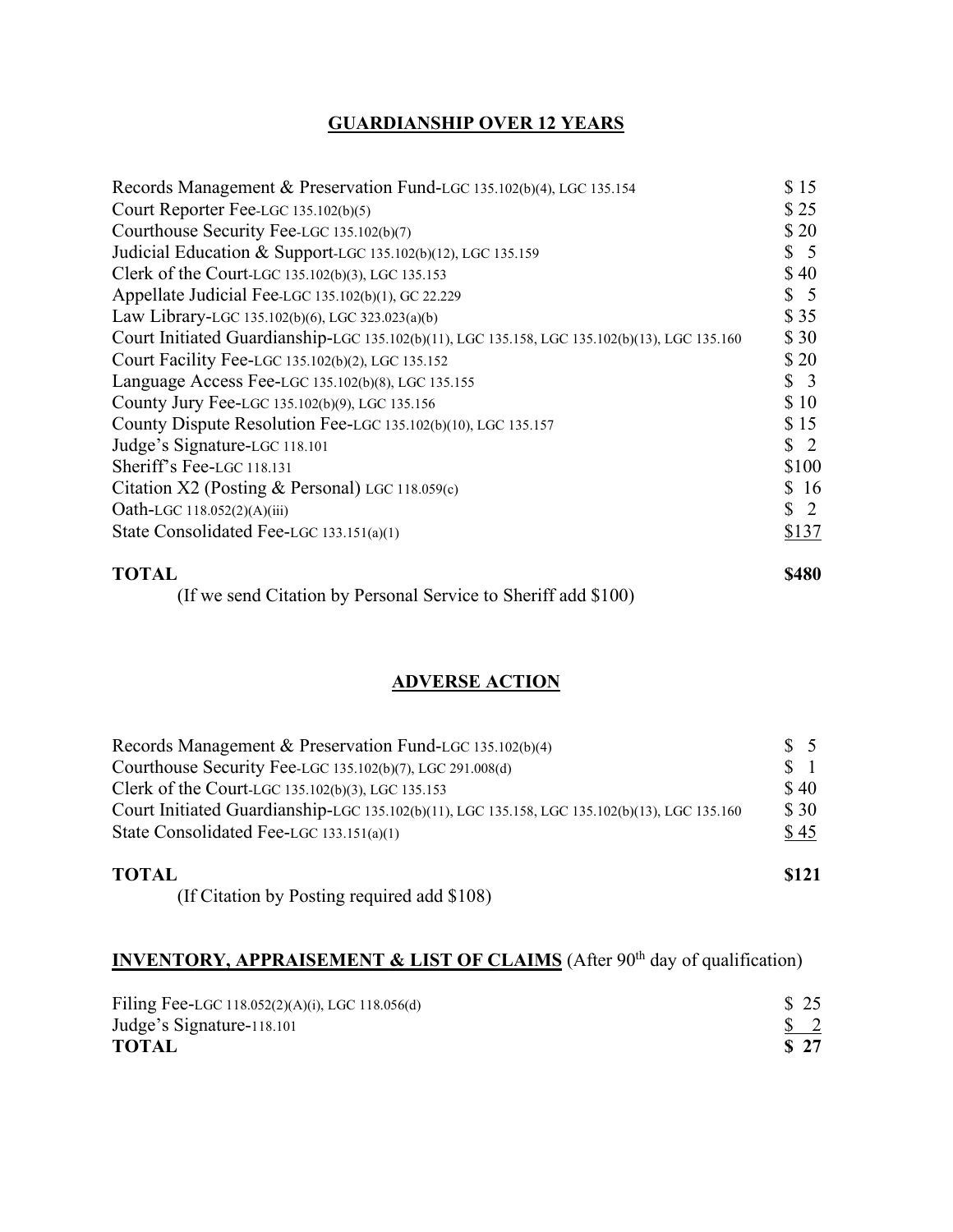## GUARDIANSHIP OVER 12 YEARS

| Item | Fee |
|---|---|
| Records Management & Preservation Fund-LGC 135.102(b)(4), LGC 135.154 | $ 15 |
| Court Reporter Fee-LGC 135.102(b)(5) | $ 25 |
| Courthouse Security Fee-LGC 135.102(b)(7) | $ 20 |
| Judicial Education & Support-LGC 135.102(b)(12), LGC 135.159 | $ 5 |
| Clerk of the Court-LGC 135.102(b)(3), LGC 135.153 | $ 40 |
| Appellate Judicial Fee-LGC 135.102(b)(1), GC 22.229 | $ 5 |
| Law Library-LGC 135.102(b)(6), LGC 323.023(a)(b) | $ 35 |
| Court Initiated Guardianship-LGC 135.102(b)(11), LGC 135.158, LGC 135.102(b)(13), LGC 135.160 | $ 30 |
| Court Facility Fee-LGC 135.102(b)(2), LGC 135.152 | $ 20 |
| Language Access Fee-LGC 135.102(b)(8), LGC 135.155 | $ 3 |
| County Jury Fee-LGC 135.102(b)(9), LGC 135.156 | $ 10 |
| County Dispute Resolution Fee-LGC 135.102(b)(10), LGC 135.157 | $ 15 |
| Judge's Signature-LGC 118.101 | $ 2 |
| Sheriff's Fee-LGC 118.131 | $100 |
| Citation X2 (Posting & Personal) LGC 118.059(c) | $ 16 |
| Oath-LGC 118.052(2)(A)(iii) | $ 2 |
| State Consolidated Fee-LGC 133.151(a)(1) | $137 |
| **TOTAL** | **$480** |

(If we send Citation by Personal Service to Sheriff add $100)

## ADVERSE ACTION

| Item | Fee |
|---|---|
| Records Management & Preservation Fund-LGC 135.102(b)(4) | $ 5 |
| Courthouse Security Fee-LGC 135.102(b)(7), LGC 291.008(d) | $ 1 |
| Clerk of the Court-LGC 135.102(b)(3), LGC 135.153 | $ 40 |
| Court Initiated Guardianship-LGC 135.102(b)(11), LGC 135.158, LGC 135.102(b)(13), LGC 135.160 | $ 30 |
| State Consolidated Fee-LGC 133.151(a)(1) | $ 45 |
| **TOTAL** | **$121** |

(If Citation by Posting required add $108)

## INVENTORY, APPRAISEMENT & LIST OF CLAIMS (After 90th day of qualification)

| Item | Fee |
|---|---|
| Filing Fee-LGC 118.052(2)(A)(i), LGC 118.056(d) | $ 25 |
| Judge's Signature-118.101 | $ 2 |
| **TOTAL** | **$ 27** |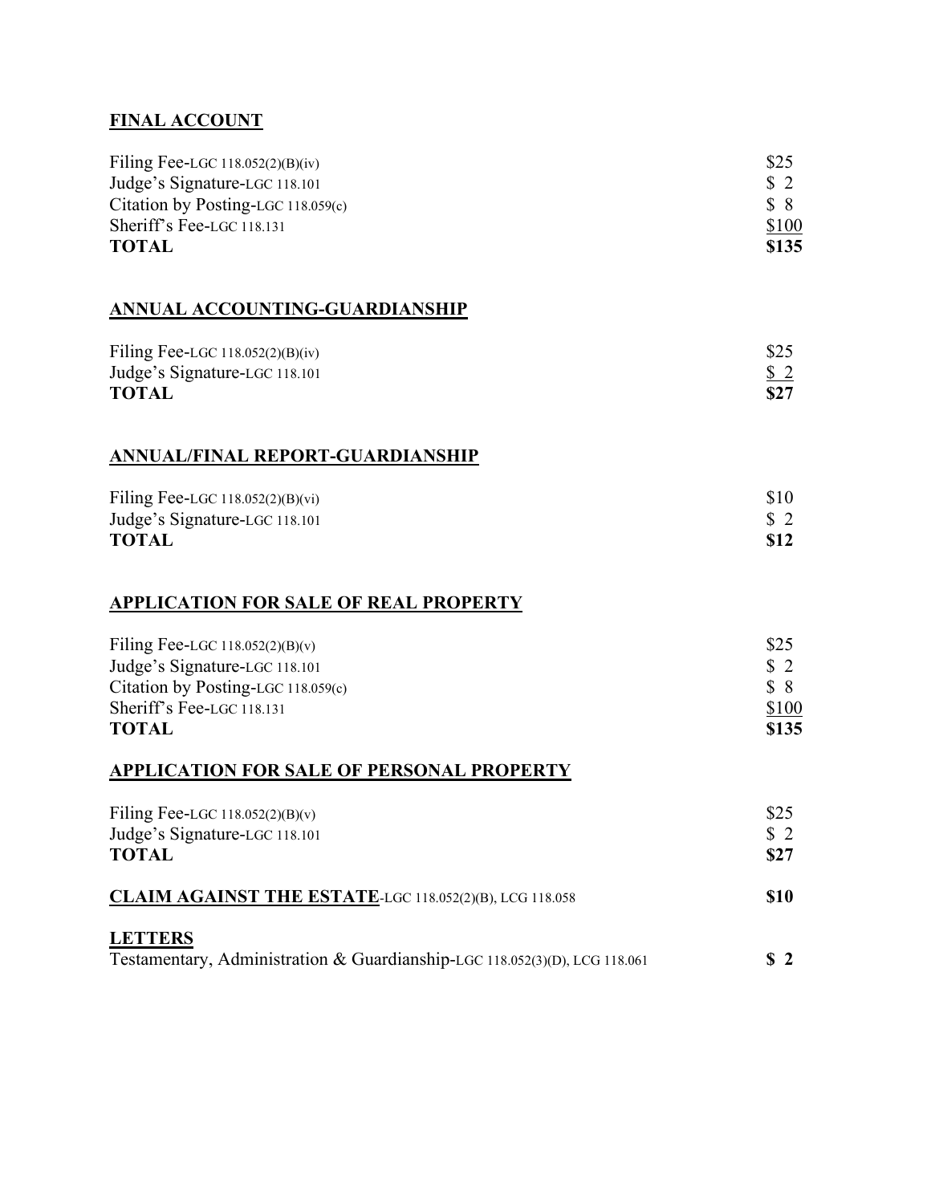**FINAL ACCOUNT**

| | |
|---|---|
| Filing Fee-LGC 118.052(2)(B)(iv) | $25 |
| Judge's Signature-LGC 118.101 | $ 2 |
| Citation by Posting-LGC 118.059(c) | $ 8 |
| Sheriff's Fee-LGC 118.131 | $100 |
| **TOTAL** | **$135** |

**ANNUAL ACCOUNTING-GUARDIANSHIP**

| | |
|---|---|
| Filing Fee-LGC 118.052(2)(B)(iv) | $25 |
| Judge's Signature-LGC 118.101 | $ 2 |
| **TOTAL** | **$27** |

**ANNUAL/FINAL REPORT-GUARDIANSHIP**

| | |
|---|---|
| Filing Fee-LGC 118.052(2)(B)(vi) | $10 |
| Judge's Signature-LGC 118.101 | $ 2 |
| **TOTAL** | **$12** |

**APPLICATION FOR SALE OF REAL PROPERTY**

| | |
|---|---|
| Filing Fee-LGC 118.052(2)(B)(v) | $25 |
| Judge's Signature-LGC 118.101 | $ 2 |
| Citation by Posting-LGC 118.059(c) | $ 8 |
| Sheriff's Fee-LGC 118.131 | $100 |
| **TOTAL** | **$135** |

**APPLICATION FOR SALE OF PERSONAL PROPERTY**

| | |
|---|---|
| Filing Fee-LGC 118.052(2)(B)(v) | $25 |
| Judge's Signature-LGC 118.101 | $ 2 |
| **TOTAL** | **$27** |

| | |
|---|---|
| **CLAIM AGAINST THE ESTATE**-LGC 118.052(2)(B), LCG 118.058 | **$10** |

**LETTERS**

| | |
|---|---|
| Testamentary, Administration & Guardianship-LGC 118.052(3)(D), LCG 118.061 | **$ 2** |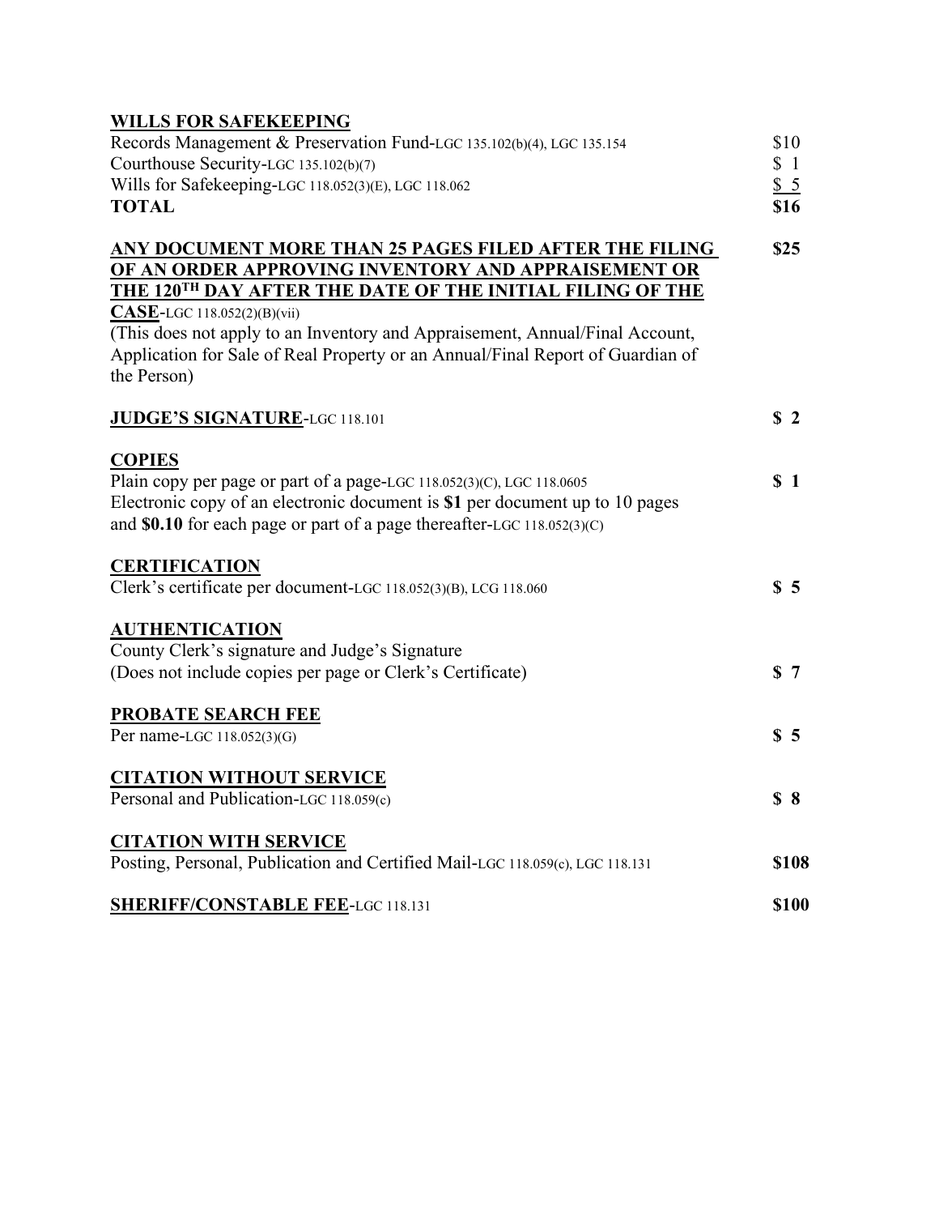**WILLS FOR SAFEKEEPING**

| | |
|---|---|
| Records Management & Preservation Fund-LGC 135.102(b)(4), LGC 135.154 | $10 |
| Courthouse Security-LGC 135.102(b)(7) | $ 1 |
| Wills for Safekeeping-LGC 118.052(3)(E), LGC 118.062 | $ 5 |
| **TOTAL** | **$16** |

**ANY DOCUMENT MORE THAN 25 PAGES FILED AFTER THE FILING OF AN ORDER APPROVING INVENTORY AND APPRAISEMENT OR THE 120TH DAY AFTER THE DATE OF THE INITIAL FILING OF THE CASE**-LGC 118.052(2)(B)(vii) **$25**

(This does not apply to an Inventory and Appraisement, Annual/Final Account, Application for Sale of Real Property or an Annual/Final Report of Guardian of the Person)

**JUDGE'S SIGNATURE**-LGC 118.101 **$ 2**

**COPIES**

Plain copy per page or part of a page-LGC 118.052(3)(C), LGC 118.0605 **$ 1**

Electronic copy of an electronic document is **$1** per document up to 10 pages and **$0.10** for each page or part of a page thereafter-LGC 118.052(3)(C)

**CERTIFICATION**

Clerk's certificate per document-LGC 118.052(3)(B), LCG 118.060 **$ 5**

**AUTHENTICATION**

County Clerk's signature and Judge's Signature
(Does not include copies per page or Clerk's Certificate) **$ 7**

**PROBATE SEARCH FEE**

Per name-LGC 118.052(3)(G) **$ 5**

**CITATION WITHOUT SERVICE**

Personal and Publication-LGC 118.059(c) **$ 8**

**CITATION WITH SERVICE**

Posting, Personal, Publication and Certified Mail-LGC 118.059(c), LGC 118.131 **$108**

**SHERIFF/CONSTABLE FEE**-LGC 118.131 **$100**